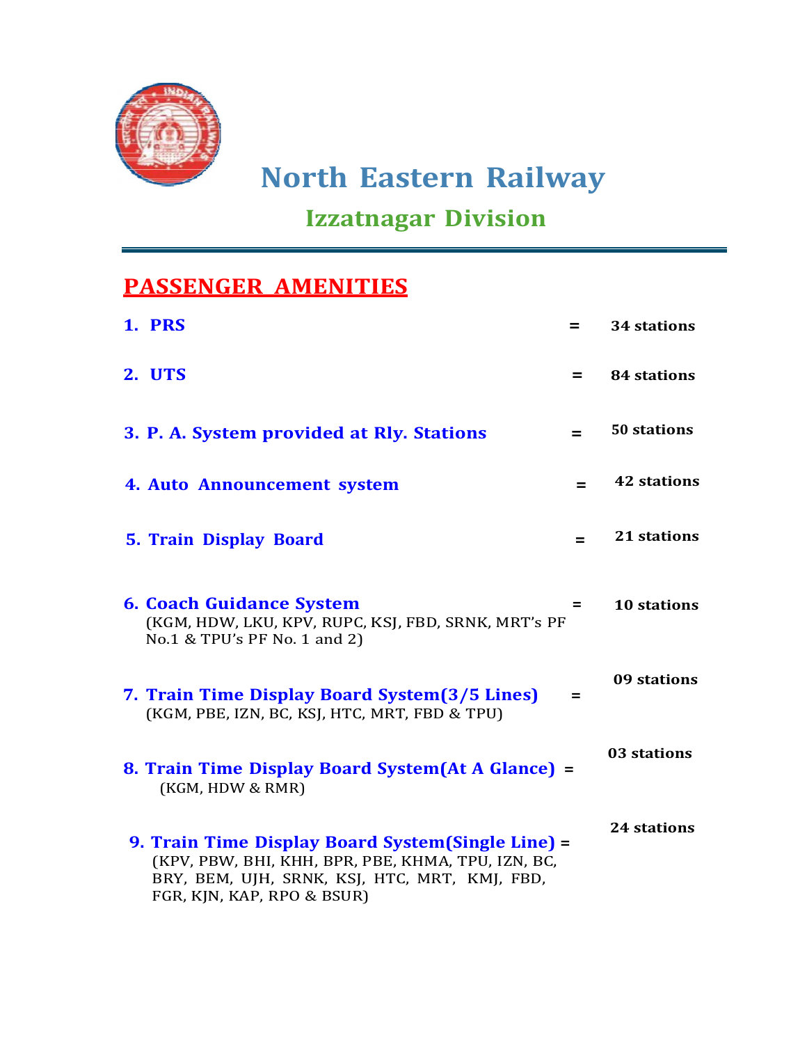# North Eastern Railway

## Izzatnagar Division

## PASSENGER AMENITIES

1. **PRS** = **34 stations**

2. **UTS** = **84 stations**

3. **P. A. System provided at Rly. Stations** = **50 stations**

4. **Auto Announcement system** = **42 stations**

5. **Train Display Board** = **21 stations**

6. **Coach Guidance System** = **10 stations**
   (KGM, HDW, LKU, KPV, RUPC, KSJ, FBD, SRNK, MRT's PF No.1 & TPU's PF No. 1 and 2)

7. **Train Time Display Board System(3/5 Lines)** = **09 stations**
   (KGM, PBE, IZN, BC, KSJ, HTC, MRT, FBD & TPU)

8. **Train Time Display Board System(At A Glance)** = **03 stations**
   (KGM, HDW & RMR)

9. **Train Time Display Board System(Single Line)** = **24 stations**
   (KPV, PBW, BHI, KHH, BPR, PBE, KHMA, TPU, IZN, BC, BRY, BEM, UJH, SRNK, KSJ, HTC, MRT, KMJ, FBD, FGR, KJN, KAP, RPO & BSUR)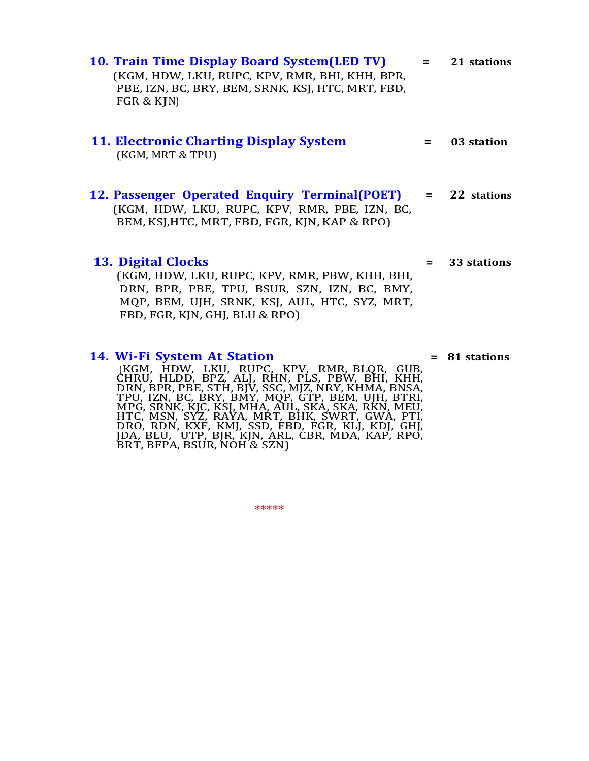**10. Train Time Display Board System(LED TV) = 21 stations**

(KGM, HDW, LKU, RUPC, KPV, RMR, BHI, KHH, BPR, PBE, IZN, BC, BRY, BEM, SRNK, KSJ, HTC, MRT, FBD, FGR & KJN)

**11. Electronic Charting Display System = 03 station**

(KGM, MRT & TPU)

**12. Passenger Operated Enquiry Terminal(POET) = 22 stations**

(KGM, HDW, LKU, RUPC, KPV, RMR, PBE, IZN, BC, BEM, KSJ,HTC, MRT, FBD, FGR, KJN, KAP & RPO)

**13. Digital Clocks = 33 stations**

(KGM, HDW, LKU, RUPC, KPV, RMR, PBW, KHH, BHI, DRN, BPR, PBE, TPU, BSUR, SZN, IZN, BC, BMY, MQP, BEM, UJH, SRNK, KSJ, AUL, HTC, SYZ, MRT, FBD, FGR, KJN, GHJ, BLU & RPO)

**14. Wi-Fi System At Station = 81 stations**

(KGM, HDW, LKU, RUPC, KPV, RMR, BLQR, GUB, CHRU, HLDD, BPZ, ALJ, RHN, PLS, PBW, BHI, KHH, DRN, BPR, PBE, STH, BJV, SSC, MJZ, NRY, KHMA, BNSA, TPU, IZN, BC, BRY, BMY, MQP, GTP, BEM, UJH, BTRI, MPG, SRNK, KJC, KSJ, MHA, AUL, SKA, SKA, RKN, MEU, HTC, MSN, SYZ, RAYA, MRT, BHK, SWRT, GWA, PTI, DRO, RDN, KXF, KMJ, SSD, FBD, FGR, KLJ, KDJ, GHJ, JDA, BLU, UTP, BJR, KJN, ARL, CBR, MDA, KAP, RPO, BRT, BFPA, BSUR, NOH & SZN)

*****